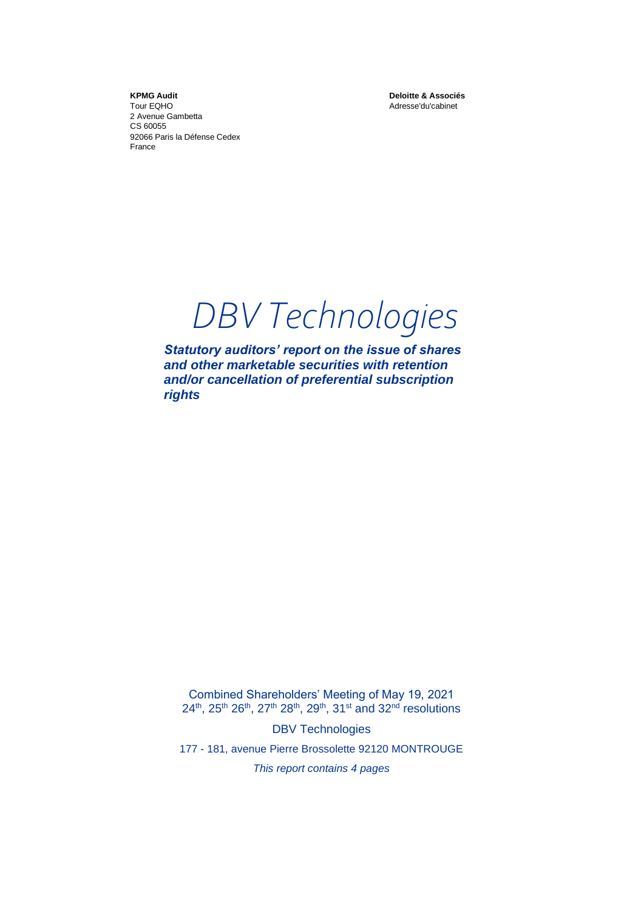**KPMG Audit**
Tour EQHO
2 Avenue Gambetta
CS 60055
92066 Paris la Défense Cedex
France

**Deloitte & Associés**
Adresse'du'cabinet

# DBV Technologies

***Statutory auditors' report on the issue of shares and other marketable securities with retention and/or cancellation of preferential subscription rights***

Combined Shareholders' Meeting of May 19, 2021
24th, 25th 26th, 27th 28th, 29th, 31st and 32nd resolutions

DBV Technologies

177 - 181, avenue Pierre Brossolette 92120 MONTROUGE

*This report contains 4 pages*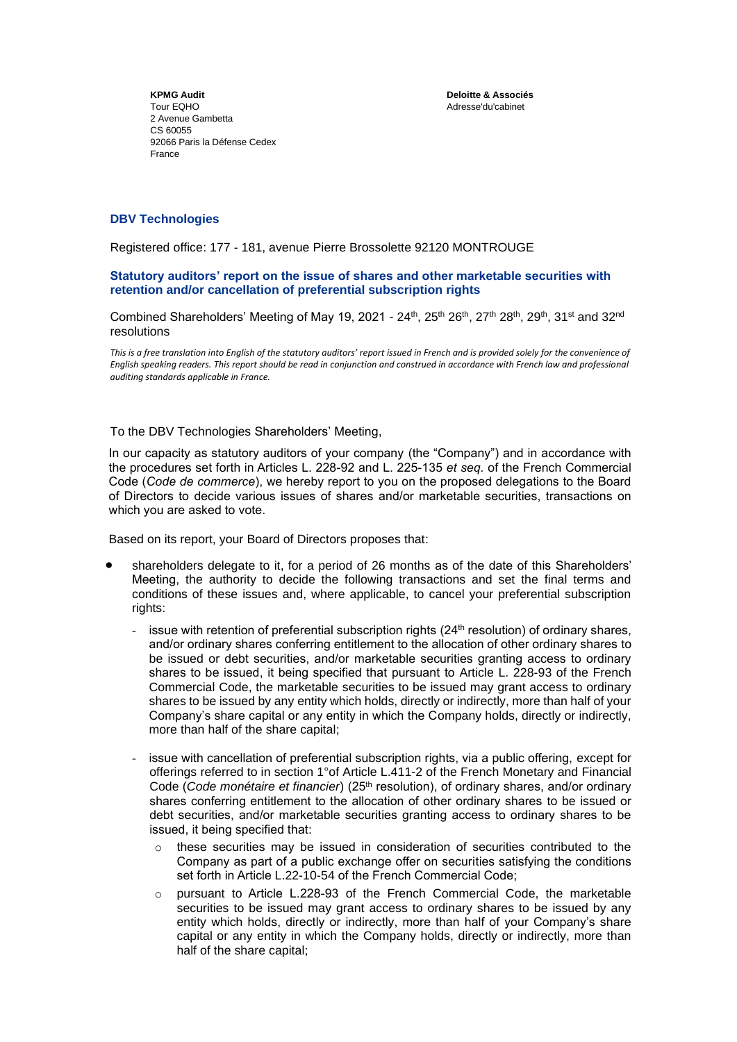**KPMG Audit**
Tour EQHO
2 Avenue Gambetta
CS 60055
92066 Paris la Défense Cedex
France

**Deloitte & Associés**
Adresse'du'cabinet

## DBV Technologies

Registered office: 177 - 181, avenue Pierre Brossolette 92120 MONTROUGE

### Statutory auditors' report on the issue of shares and other marketable securities with retention and/or cancellation of preferential subscription rights

Combined Shareholders' Meeting of May 19, 2021 - 24th, 25th 26th, 27th 28th, 29th, 31st and 32nd resolutions

*This is a free translation into English of the statutory auditors' report issued in French and is provided solely for the convenience of English speaking readers. This report should be read in conjunction and construed in accordance with French law and professional auditing standards applicable in France.*

To the DBV Technologies Shareholders' Meeting,

In our capacity as statutory auditors of your company (the "Company") and in accordance with the procedures set forth in Articles L. 228-92 and L. 225-135 *et seq.* of the French Commercial Code (*Code de commerce*), we hereby report to you on the proposed delegations to the Board of Directors to decide various issues of shares and/or marketable securities, transactions on which you are asked to vote.

Based on its report, your Board of Directors proposes that:

- shareholders delegate to it, for a period of 26 months as of the date of this Shareholders' Meeting, the authority to decide the following transactions and set the final terms and conditions of these issues and, where applicable, to cancel your preferential subscription rights:
  - issue with retention of preferential subscription rights (24th resolution) of ordinary shares, and/or ordinary shares conferring entitlement to the allocation of other ordinary shares to be issued or debt securities, and/or marketable securities granting access to ordinary shares to be issued, it being specified that pursuant to Article L. 228-93 of the French Commercial Code, the marketable securities to be issued may grant access to ordinary shares to be issued by any entity which holds, directly or indirectly, more than half of your Company's share capital or any entity in which the Company holds, directly or indirectly, more than half of the share capital;
  - issue with cancellation of preferential subscription rights, via a public offering, except for offerings referred to in section 1°of Article L.411-2 of the French Monetary and Financial Code (*Code monétaire et financier*) (25th resolution), of ordinary shares, and/or ordinary shares conferring entitlement to the allocation of other ordinary shares to be issued or debt securities, and/or marketable securities granting access to ordinary shares to be issued, it being specified that:
    - these securities may be issued in consideration of securities contributed to the Company as part of a public exchange offer on securities satisfying the conditions set forth in Article L.22-10-54 of the French Commercial Code;
    - pursuant to Article L.228-93 of the French Commercial Code, the marketable securities to be issued may grant access to ordinary shares to be issued by any entity which holds, directly or indirectly, more than half of your Company's share capital or any entity in which the Company holds, directly or indirectly, more than half of the share capital;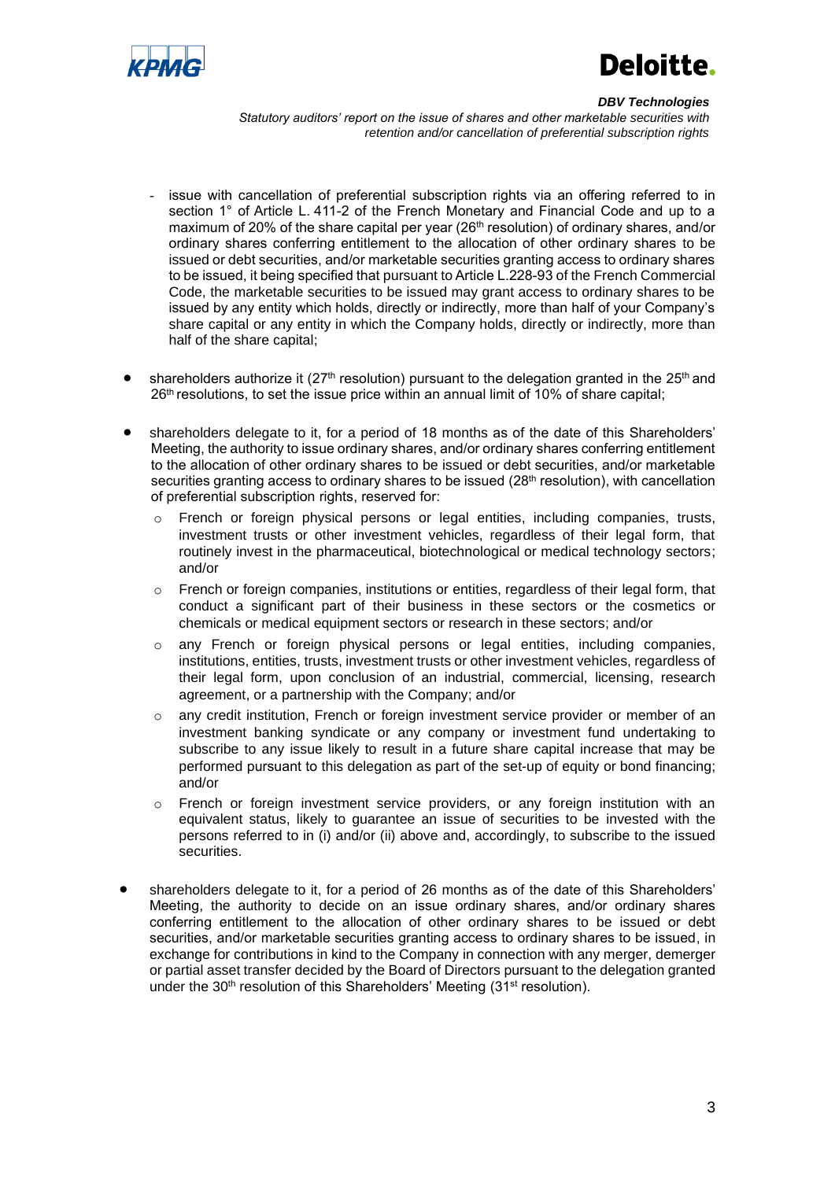- issue with cancellation of preferential subscription rights via an offering referred to in section 1° of Article L. 411-2 of the French Monetary and Financial Code and up to a maximum of 20% of the share capital per year (26th resolution) of ordinary shares, and/or ordinary shares conferring entitlement to the allocation of other ordinary shares to be issued or debt securities, and/or marketable securities granting access to ordinary shares to be issued, it being specified that pursuant to Article L.228-93 of the French Commercial Code, the marketable securities to be issued may grant access to ordinary shares to be issued by any entity which holds, directly or indirectly, more than half of your Company's share capital or any entity in which the Company holds, directly or indirectly, more than half of the share capital;

- shareholders authorize it (27th resolution) pursuant to the delegation granted in the 25th and 26th resolutions, to set the issue price within an annual limit of 10% of share capital;

- shareholders delegate to it, for a period of 18 months as of the date of this Shareholders' Meeting, the authority to issue ordinary shares, and/or ordinary shares conferring entitlement to the allocation of other ordinary shares to be issued or debt securities, and/or marketable securities granting access to ordinary shares to be issued (28th resolution), with cancellation of preferential subscription rights, reserved for:
  - French or foreign physical persons or legal entities, including companies, trusts, investment trusts or other investment vehicles, regardless of their legal form, that routinely invest in the pharmaceutical, biotechnological or medical technology sectors; and/or
  - French or foreign companies, institutions or entities, regardless of their legal form, that conduct a significant part of their business in these sectors or the cosmetics or chemicals or medical equipment sectors or research in these sectors; and/or
  - any French or foreign physical persons or legal entities, including companies, institutions, entities, trusts, investment trusts or other investment vehicles, regardless of their legal form, upon conclusion of an industrial, commercial, licensing, research agreement, or a partnership with the Company; and/or
  - any credit institution, French or foreign investment service provider or member of an investment banking syndicate or any company or investment fund undertaking to subscribe to any issue likely to result in a future share capital increase that may be performed pursuant to this delegation as part of the set-up of equity or bond financing; and/or
  - French or foreign investment service providers, or any foreign institution with an equivalent status, likely to guarantee an issue of securities to be invested with the persons referred to in (i) and/or (ii) above and, accordingly, to subscribe to the issued securities.

- shareholders delegate to it, for a period of 26 months as of the date of this Shareholders' Meeting, the authority to decide on an issue ordinary shares, and/or ordinary shares conferring entitlement to the allocation of other ordinary shares to be issued or debt securities, and/or marketable securities granting access to ordinary shares to be issued, in exchange for contributions in kind to the Company in connection with any merger, demerger or partial asset transfer decided by the Board of Directors pursuant to the delegation granted under the 30th resolution of this Shareholders' Meeting (31st resolution).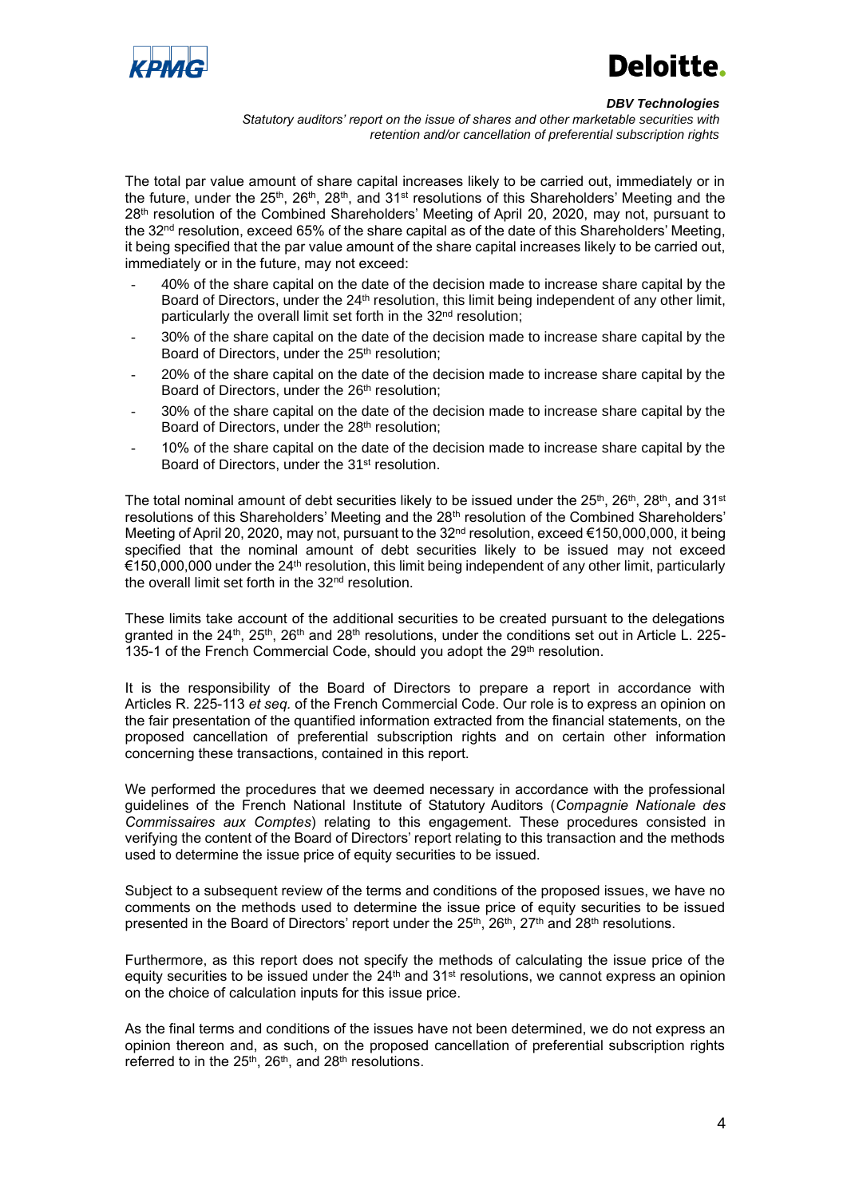The total par value amount of share capital increases likely to be carried out, immediately or in the future, under the 25th, 26th, 28th, and 31st resolutions of this Shareholders' Meeting and the 28th resolution of the Combined Shareholders' Meeting of April 20, 2020, may not, pursuant to the 32nd resolution, exceed 65% of the share capital as of the date of this Shareholders' Meeting, it being specified that the par value amount of the share capital increases likely to be carried out, immediately or in the future, may not exceed:

- 40% of the share capital on the date of the decision made to increase share capital by the Board of Directors, under the 24th resolution, this limit being independent of any other limit, particularly the overall limit set forth in the 32nd resolution;
- 30% of the share capital on the date of the decision made to increase share capital by the Board of Directors, under the 25th resolution;
- 20% of the share capital on the date of the decision made to increase share capital by the Board of Directors, under the 26th resolution;
- 30% of the share capital on the date of the decision made to increase share capital by the Board of Directors, under the 28th resolution;
- 10% of the share capital on the date of the decision made to increase share capital by the Board of Directors, under the 31st resolution.

The total nominal amount of debt securities likely to be issued under the 25th, 26th, 28th, and 31st resolutions of this Shareholders' Meeting and the 28th resolution of the Combined Shareholders' Meeting of April 20, 2020, may not, pursuant to the 32nd resolution, exceed €150,000,000, it being specified that the nominal amount of debt securities likely to be issued may not exceed €150,000,000 under the 24th resolution, this limit being independent of any other limit, particularly the overall limit set forth in the 32nd resolution.

These limits take account of the additional securities to be created pursuant to the delegations granted in the 24th, 25th, 26th and 28th resolutions, under the conditions set out in Article L. 225-135-1 of the French Commercial Code, should you adopt the 29th resolution.

It is the responsibility of the Board of Directors to prepare a report in accordance with Articles R. 225-113 *et seq.* of the French Commercial Code. Our role is to express an opinion on the fair presentation of the quantified information extracted from the financial statements, on the proposed cancellation of preferential subscription rights and on certain other information concerning these transactions, contained in this report.

We performed the procedures that we deemed necessary in accordance with the professional guidelines of the French National Institute of Statutory Auditors (*Compagnie Nationale des Commissaires aux Comptes*) relating to this engagement. These procedures consisted in verifying the content of the Board of Directors' report relating to this transaction and the methods used to determine the issue price of equity securities to be issued.

Subject to a subsequent review of the terms and conditions of the proposed issues, we have no comments on the methods used to determine the issue price of equity securities to be issued presented in the Board of Directors' report under the 25th, 26th, 27th and 28th resolutions.

Furthermore, as this report does not specify the methods of calculating the issue price of the equity securities to be issued under the 24th and 31st resolutions, we cannot express an opinion on the choice of calculation inputs for this issue price.

As the final terms and conditions of the issues have not been determined, we do not express an opinion thereon and, as such, on the proposed cancellation of preferential subscription rights referred to in the 25th, 26th, and 28th resolutions.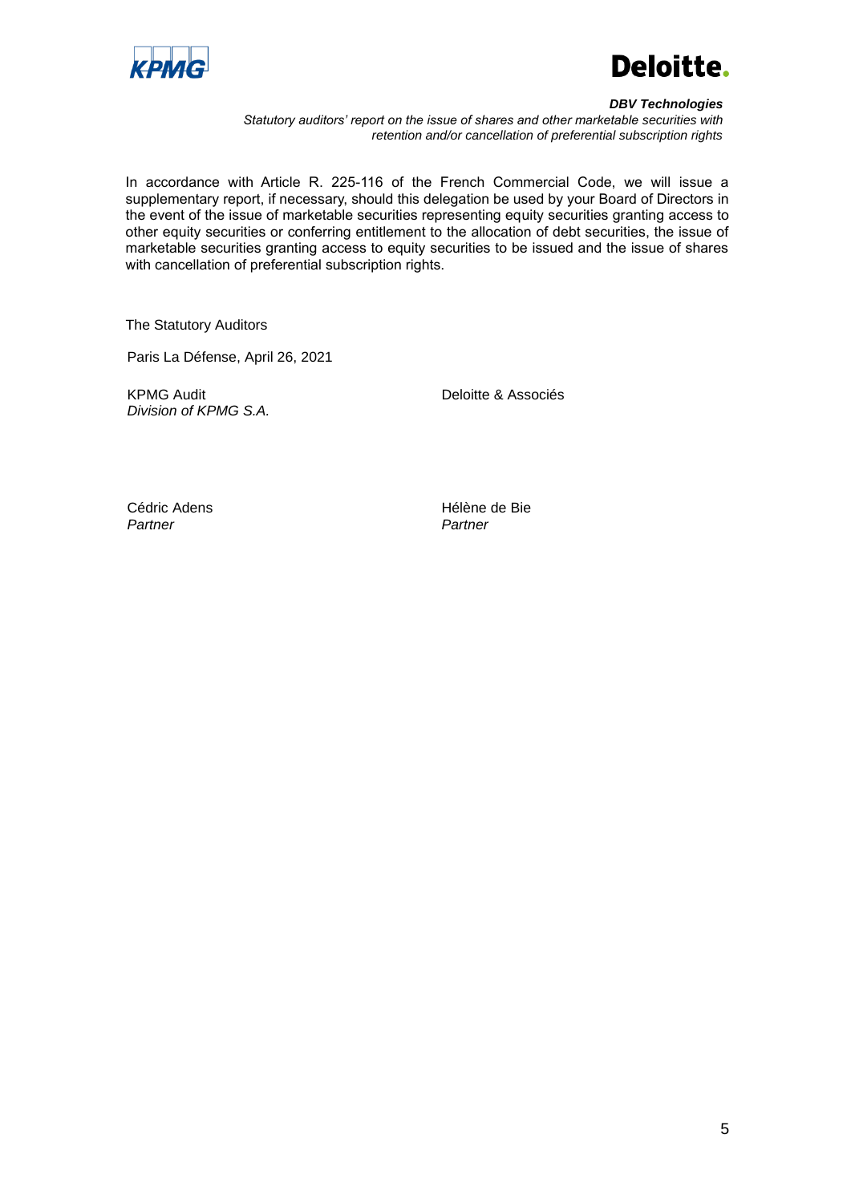In accordance with Article R. 225-116 of the French Commercial Code, we will issue a supplementary report, if necessary, should this delegation be used by your Board of Directors in the event of the issue of marketable securities representing equity securities granting access to other equity securities or conferring entitlement to the allocation of debt securities, the issue of marketable securities granting access to equity securities to be issued and the issue of shares with cancellation of preferential subscription rights.

The Statutory Auditors

Paris La Défense, April 26, 2021

KPMG Audit
*Division of KPMG S.A.*

Deloitte & Associés

Cédric Adens
*Partner*

Hélène de Bie
*Partner*